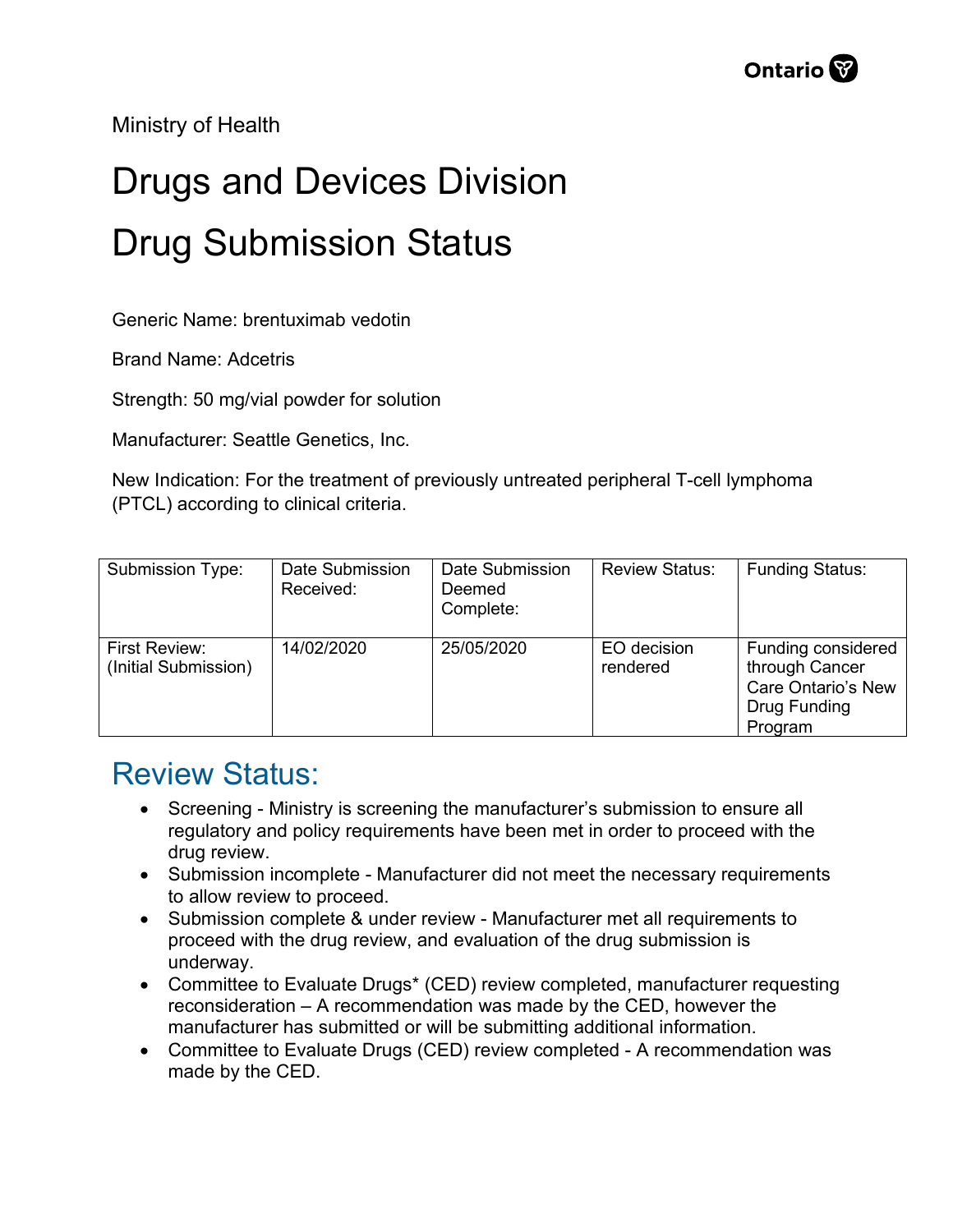Ministry of Health

# Drugs and Devices Division

# Drug Submission Status

Generic Name: brentuximab vedotin

Brand Name: Adcetris

Strength: 50 mg/vial powder for solution

Manufacturer: Seattle Genetics, Inc.

New Indication: For the treatment of previously untreated peripheral T-cell lymphoma (PTCL) according to clinical criteria.

| Submission Type: | Date Submission Received: | Date Submission Deemed Complete: | Review Status: | Funding Status: |
|---|---|---|---|---|
| First Review: (Initial Submission) | 14/02/2020 | 25/05/2020 | EO decision rendered | Funding considered through Cancer Care Ontario's New Drug Funding Program |

## Review Status:

- Screening - Ministry is screening the manufacturer's submission to ensure all regulatory and policy requirements have been met in order to proceed with the drug review.
- Submission incomplete - Manufacturer did not meet the necessary requirements to allow review to proceed.
- Submission complete & under review - Manufacturer met all requirements to proceed with the drug review, and evaluation of the drug submission is underway.
- Committee to Evaluate Drugs* (CED) review completed, manufacturer requesting reconsideration – A recommendation was made by the CED, however the manufacturer has submitted or will be submitting additional information.
- Committee to Evaluate Drugs (CED) review completed - A recommendation was made by the CED.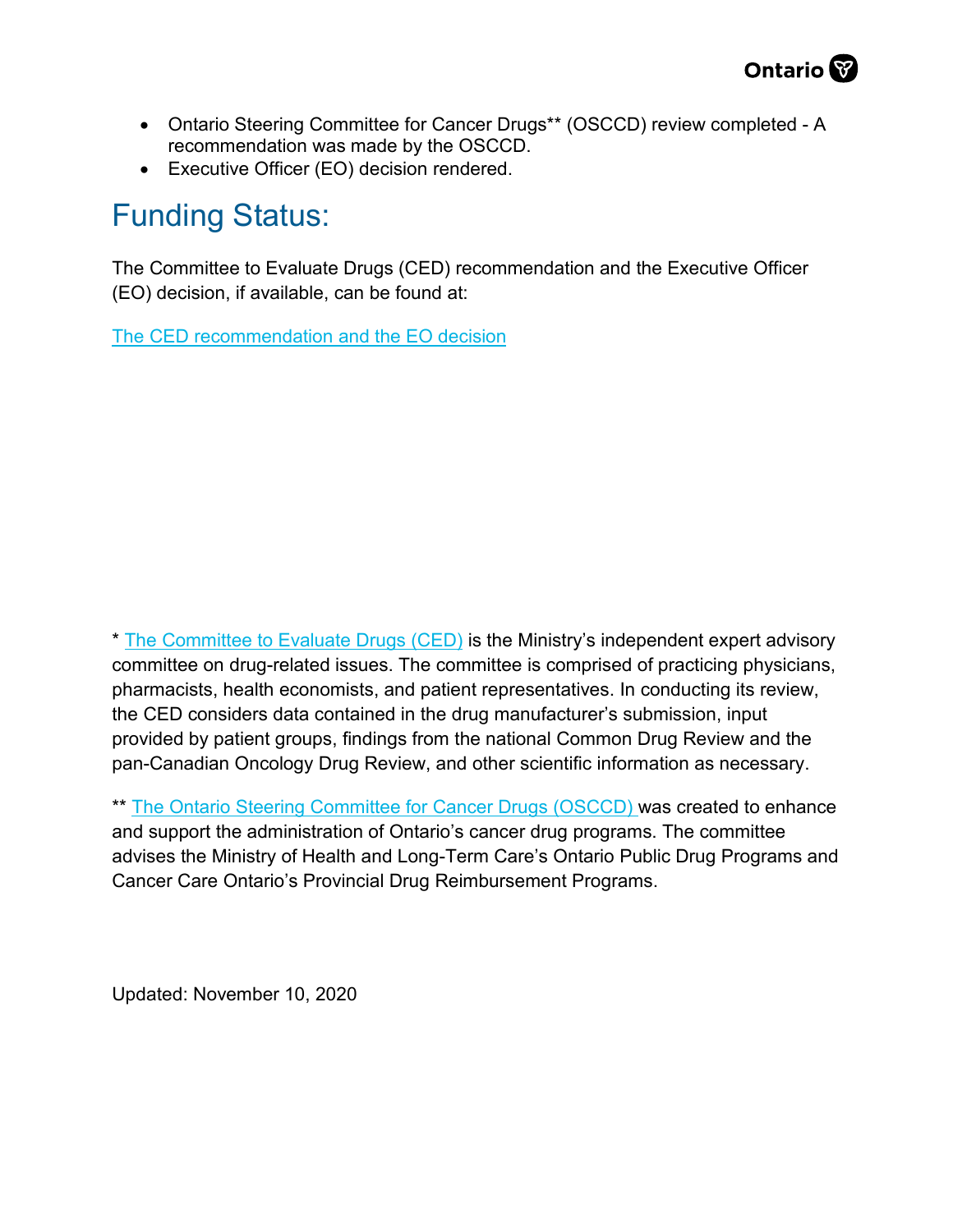- Ontario Steering Committee for Cancer Drugs** (OSCCD) review completed - A recommendation was made by the OSCCD.
- Executive Officer (EO) decision rendered.

## Funding Status:

The Committee to Evaluate Drugs (CED) recommendation and the Executive Officer (EO) decision, if available, can be found at:

The CED recommendation and the EO decision

* The Committee to Evaluate Drugs (CED) is the Ministry's independent expert advisory committee on drug-related issues. The committee is comprised of practicing physicians, pharmacists, health economists, and patient representatives. In conducting its review, the CED considers data contained in the drug manufacturer's submission, input provided by patient groups, findings from the national Common Drug Review and the pan-Canadian Oncology Drug Review, and other scientific information as necessary.

** The Ontario Steering Committee for Cancer Drugs (OSCCD) was created to enhance and support the administration of Ontario's cancer drug programs. The committee advises the Ministry of Health and Long-Term Care's Ontario Public Drug Programs and Cancer Care Ontario's Provincial Drug Reimbursement Programs.

Updated: November 10, 2020